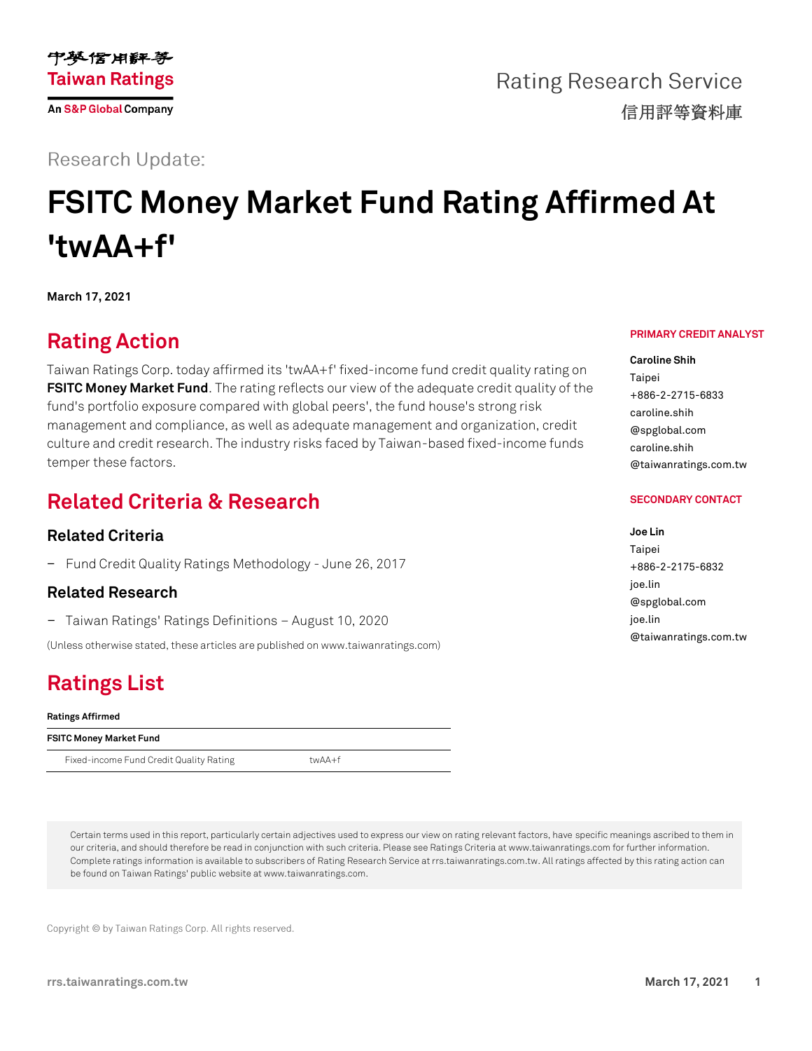Taiwan Ratings

An S&P Global Company

Rating Research Service
信用評等資料庫

Research Update:

# FSITC Money Market Fund Rating Affirmed At 'twAA+f'

**March 17, 2021**

## Rating Action

Taiwan Ratings Corp. today affirmed its 'twAA+f' fixed-income fund credit quality rating on **FSITC Money Market Fund**. The rating reflects our view of the adequate credit quality of the fund's portfolio exposure compared with global peers', the fund house's strong risk management and compliance, as well as adequate management and organization, credit culture and credit research. The industry risks faced by Taiwan-based fixed-income funds temper these factors.

**PRIMARY CREDIT ANALYST**

**Caroline Shih**
Taipei
+886-2-2715-6833
caroline.shih@spglobal.com
caroline.shih@taiwanratings.com.tw

**SECONDARY CONTACT**

**Joe Lin**
Taipei
+886-2-2175-6832
joe.lin@spglobal.com
joe.lin@taiwanratings.com.tw

## Related Criteria & Research

### Related Criteria

- Fund Credit Quality Ratings Methodology - June 26, 2017

### Related Research

- Taiwan Ratings' Ratings Definitions – August 10, 2020

(Unless otherwise stated, these articles are published on www.taiwanratings.com)

## Ratings List

| Ratings Affirmed | |
|---|---|
| **FSITC Money Market Fund** | |
| Fixed-income Fund Credit Quality Rating | twAA+f |

Certain terms used in this report, particularly certain adjectives used to express our view on rating relevant factors, have specific meanings ascribed to them in our criteria, and should therefore be read in conjunction with such criteria. Please see Ratings Criteria at www.taiwanratings.com for further information. Complete ratings information is available to subscribers of Rating Research Service at rrs.taiwanratings.com.tw. All ratings affected by this rating action can be found on Taiwan Ratings' public website at www.taiwanratings.com.

Copyright © by Taiwan Ratings Corp. All rights reserved.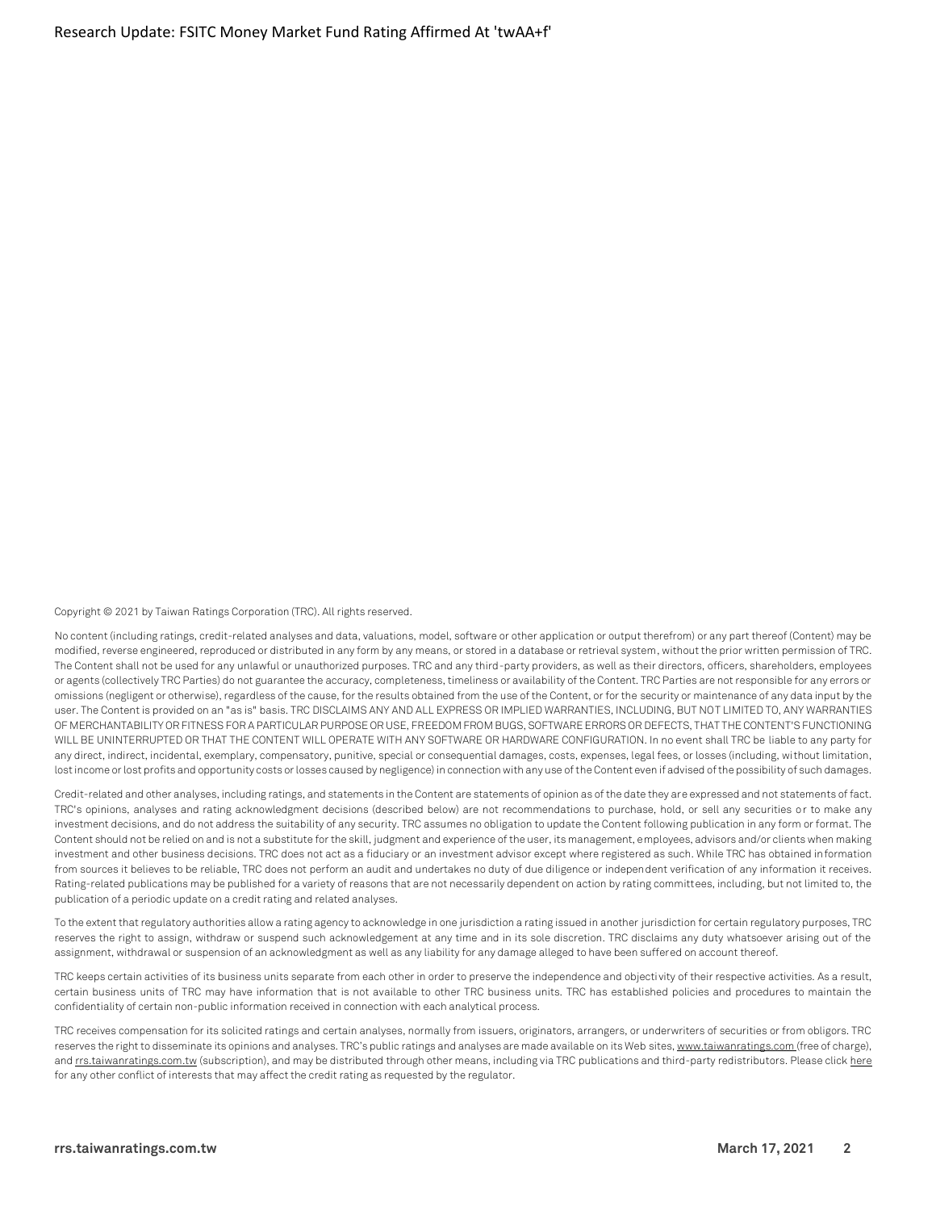Copyright © 2021 by Taiwan Ratings Corporation (TRC). All rights reserved.

No content (including ratings, credit-related analyses and data, valuations, model, software or other application or output therefrom) or any part thereof (Content) may be modified, reverse engineered, reproduced or distributed in any form by any means, or stored in a database or retrieval system, without the prior written permission of TRC. The Content shall not be used for any unlawful or unauthorized purposes. TRC and any third-party providers, as well as their directors, officers, shareholders, employees or agents (collectively TRC Parties) do not guarantee the accuracy, completeness, timeliness or availability of the Content. TRC Parties are not responsible for any errors or omissions (negligent or otherwise), regardless of the cause, for the results obtained from the use of the Content, or for the security or maintenance of any data input by the user. The Content is provided on an "as is" basis. TRC DISCLAIMS ANY AND ALL EXPRESS OR IMPLIED WARRANTIES, INCLUDING, BUT NOT LIMITED TO, ANY WARRANTIES OF MERCHANTABILITY OR FITNESS FOR A PARTICULAR PURPOSE OR USE, FREEDOM FROM BUGS, SOFTWARE ERRORS OR DEFECTS, THAT THE CONTENT'S FUNCTIONING WILL BE UNINTERRUPTED OR THAT THE CONTENT WILL OPERATE WITH ANY SOFTWARE OR HARDWARE CONFIGURATION. In no event shall TRC be liable to any party for any direct, indirect, incidental, exemplary, compensatory, punitive, special or consequential damages, costs, expenses, legal fees, or losses (including, without limitation, lost income or lost profits and opportunity costs or losses caused by negligence) in connection with any use of the Content even if advised of the possibility of such damages.

Credit-related and other analyses, including ratings, and statements in the Content are statements of opinion as of the date they are expressed and not statements of fact. TRC's opinions, analyses and rating acknowledgment decisions (described below) are not recommendations to purchase, hold, or sell any securities or to make any investment decisions, and do not address the suitability of any security. TRC assumes no obligation to update the Content following publication in any form or format. The Content should not be relied on and is not a substitute for the skill, judgment and experience of the user, its management, employees, advisors and/or clients when making investment and other business decisions. TRC does not act as a fiduciary or an investment advisor except where registered as such. While TRC has obtained information from sources it believes to be reliable, TRC does not perform an audit and undertakes no duty of due diligence or independent verification of any information it receives. Rating-related publications may be published for a variety of reasons that are not necessarily dependent on action by rating committees, including, but not limited to, the publication of a periodic update on a credit rating and related analyses.

To the extent that regulatory authorities allow a rating agency to acknowledge in one jurisdiction a rating issued in another jurisdiction for certain regulatory purposes, TRC reserves the right to assign, withdraw or suspend such acknowledgement at any time and in its sole discretion. TRC disclaims any duty whatsoever arising out of the assignment, withdrawal or suspension of an acknowledgment as well as any liability for any damage alleged to have been suffered on account thereof.

TRC keeps certain activities of its business units separate from each other in order to preserve the independence and objectivity of their respective activities. As a result, certain business units of TRC may have information that is not available to other TRC business units. TRC has established policies and procedures to maintain the confidentiality of certain non-public information received in connection with each analytical process.

TRC receives compensation for its solicited ratings and certain analyses, normally from issuers, originators, arrangers, or underwriters of securities or from obligors. TRC reserves the right to disseminate its opinions and analyses. TRC's public ratings and analyses are made available on its Web sites, www.taiwanratings.com (free of charge), and rrs.taiwanratings.com.tw (subscription), and may be distributed through other means, including via TRC publications and third-party redistributors. Please click here for any other conflict of interests that may affect the credit rating as requested by the regulator.